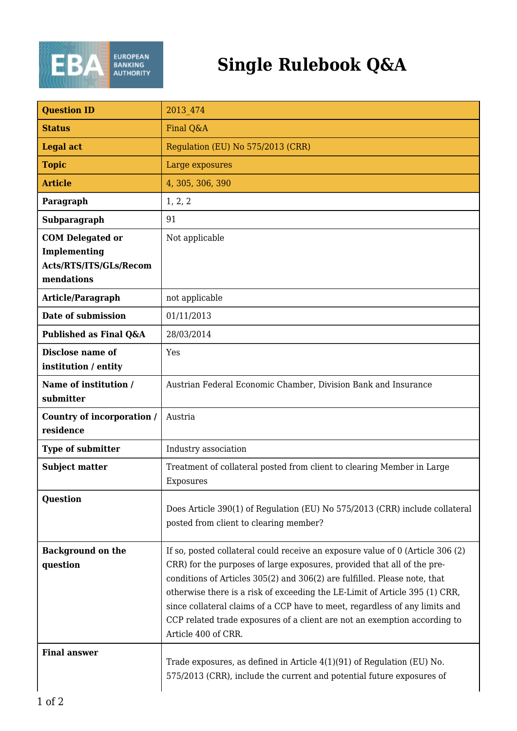# Single Rulebook Q&A

| Question ID | 2013_474 |
|---|---|
| Status | Final Q&A |
| Legal act | Regulation (EU) No 575/2013 (CRR) |
| Topic | Large exposures |
| Article | 4, 305, 306, 390 |
| Paragraph | 1, 2, 2 |
| Subparagraph | 91 |
| COM Delegated or Implementing Acts/RTS/ITS/GLs/Recommendations | Not applicable |
| Article/Paragraph | not applicable |
| Date of submission | 01/11/2013 |
| Published as Final Q&A | 28/03/2014 |
| Disclose name of institution / entity | Yes |
| Name of institution / submitter | Austrian Federal Economic Chamber, Division Bank and Insurance |
| Country of incorporation / residence | Austria |
| Type of submitter | Industry association |
| Subject matter | Treatment of collateral posted from client to clearing Member in Large Exposures |
| Question | Does Article 390(1) of Regulation (EU) No 575/2013 (CRR) include collateral posted from client to clearing member? |
| Background on the question | If so, posted collateral could receive an exposure value of 0 (Article 306 (2) CRR) for the purposes of large exposures, provided that all of the pre-conditions of Articles 305(2) and 306(2) are fulfilled. Please note, that otherwise there is a risk of exceeding the LE-Limit of Article 395 (1) CRR, since collateral claims of a CCP have to meet, regardless of any limits and CCP related trade exposures of a client are not an exemption according to Article 400 of CRR. |
| Final answer | Trade exposures, as defined in Article 4(1)(91) of Regulation (EU) No. 575/2013 (CRR), include the current and potential future exposures of |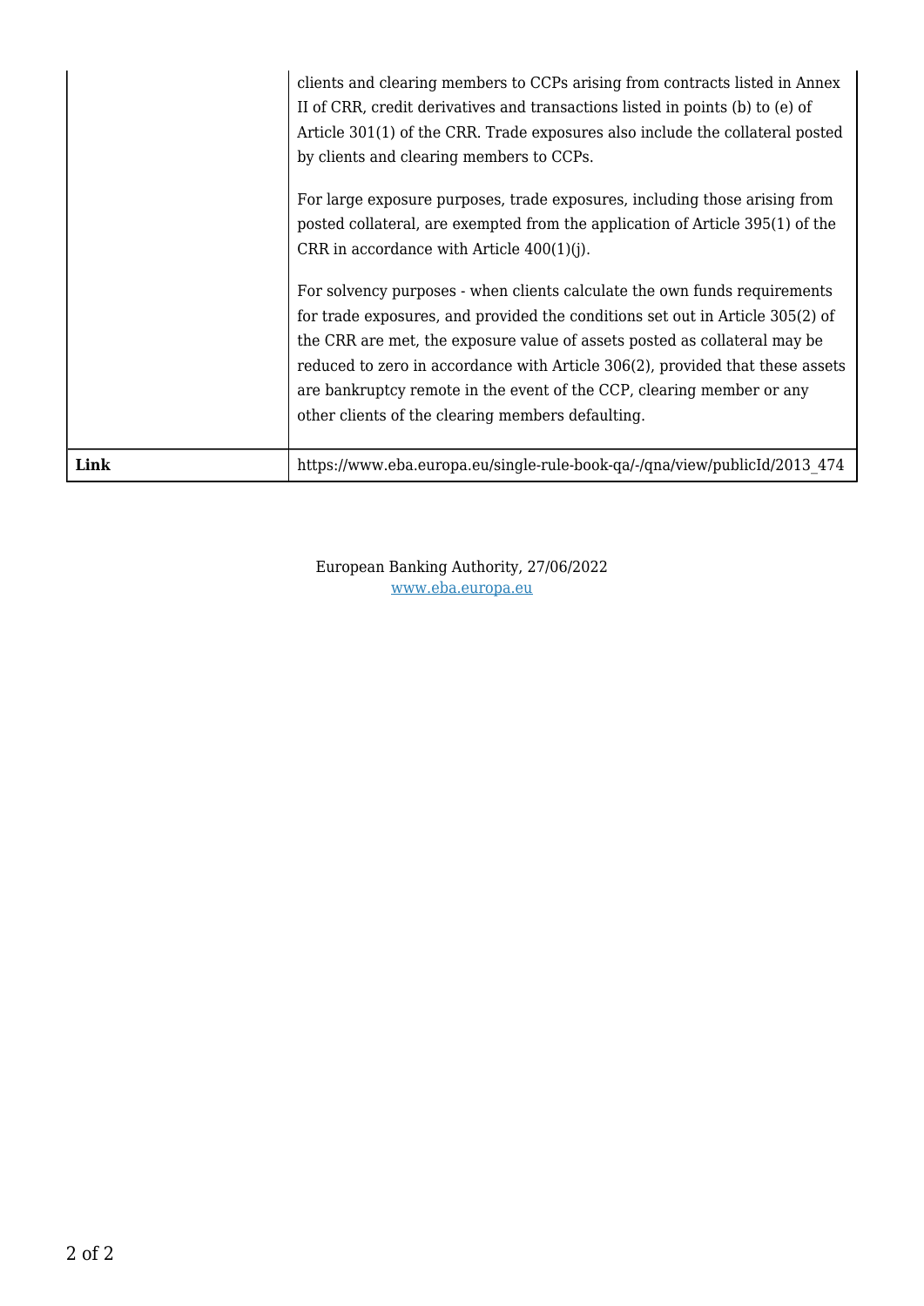| | |
|---|---|
| | clients and clearing members to CCPs arising from contracts listed in Annex II of CRR, credit derivatives and transactions listed in points (b) to (e) of Article 301(1) of the CRR. Trade exposures also include the collateral posted by clients and clearing members to CCPs.<br><br>For large exposure purposes, trade exposures, including those arising from posted collateral, are exempted from the application of Article 395(1) of the CRR in accordance with Article 400(1)(j).<br><br>For solvency purposes - when clients calculate the own funds requirements for trade exposures, and provided the conditions set out in Article 305(2) of the CRR are met, the exposure value of assets posted as collateral may be reduced to zero in accordance with Article 306(2), provided that these assets are bankruptcy remote in the event of the CCP, clearing member or any other clients of the clearing members defaulting. |
| **Link** | https://www.eba.europa.eu/single-rule-book-qa/-/qna/view/publicId/2013_474 |

European Banking Authority, 27/06/2022
www.eba.europa.eu